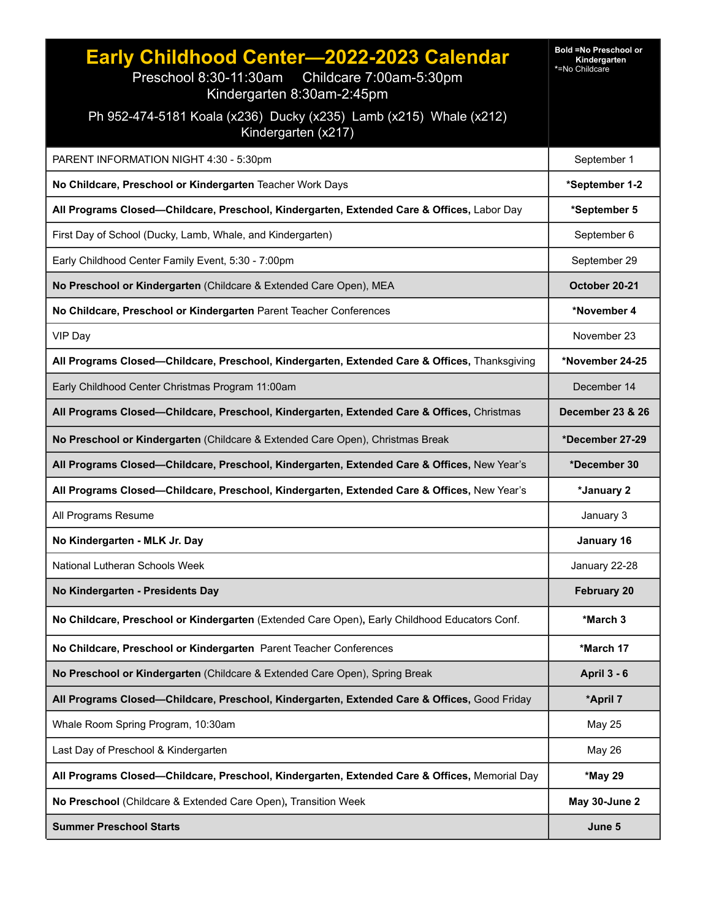# Early Childhood Center—2022-2023 Calendar

Preschool 8:30-11:30am     Childcare 7:00am-5:30pm
Kindergarten 8:30am-2:45pm

Ph 952-474-5181 Koala (x236)  Ducky (x235)  Lamb (x215)  Whale (x212)
Kindergarten (x217)

**Bold =No Preschool or Kindergarten**
*=No Childcare

| Event | Date |
|---|---|
| PARENT INFORMATION NIGHT 4:30 - 5:30pm | September 1 |
| **No Childcare, Preschool or Kindergarten** Teacher Work Days | ***September 1-2** |
| **All Programs Closed—Childcare, Preschool, Kindergarten, Extended Care & Offices,** Labor Day | ***September 5** |
| First Day of School (Ducky, Lamb, Whale, and Kindergarten) | September 6 |
| Early Childhood Center Family Event, 5:30 - 7:00pm | September 29 |
| **No Preschool or Kindergarten** (Childcare & Extended Care Open), MEA | **October 20-21** |
| **No Childcare, Preschool or Kindergarten** Parent Teacher Conferences | ***November 4** |
| VIP Day | November 23 |
| **All Programs Closed—Childcare, Preschool, Kindergarten, Extended Care & Offices,** Thanksgiving | ***November 24-25** |
| Early Childhood Center Christmas Program 11:00am | December 14 |
| **All Programs Closed—Childcare, Preschool, Kindergarten, Extended Care & Offices,** Christmas | **December 23 & 26** |
| **No Preschool or Kindergarten** (Childcare & Extended Care Open), Christmas Break | ***December 27-29** |
| **All Programs Closed—Childcare, Preschool, Kindergarten, Extended Care & Offices,** New Year's | ***December 30** |
| **All Programs Closed—Childcare, Preschool, Kindergarten, Extended Care & Offices,** New Year's | ***January 2** |
| All Programs Resume | January 3 |
| **No Kindergarten - MLK Jr. Day** | **January 16** |
| National Lutheran Schools Week | January 22-28 |
| **No Kindergarten - Presidents Day** | **February 20** |
| **No Childcare, Preschool or Kindergarten** (Extended Care Open)**,** Early Childhood Educators Conf. | ***March 3** |
| **No Childcare, Preschool or Kindergarten** Parent Teacher Conferences | ***March 17** |
| **No Preschool or Kindergarten** (Childcare & Extended Care Open), Spring Break | **April 3 - 6** |
| **All Programs Closed—Childcare, Preschool, Kindergarten, Extended Care & Offices,** Good Friday | ***April 7** |
| Whale Room Spring Program, 10:30am | May 25 |
| Last Day of Preschool & Kindergarten | May 26 |
| **All Programs Closed—Childcare, Preschool, Kindergarten, Extended Care & Offices,** Memorial Day | ***May 29** |
| **No Preschool** (Childcare & Extended Care Open)**,** Transition Week | **May 30-June 2** |
| **Summer Preschool Starts** | **June 5** |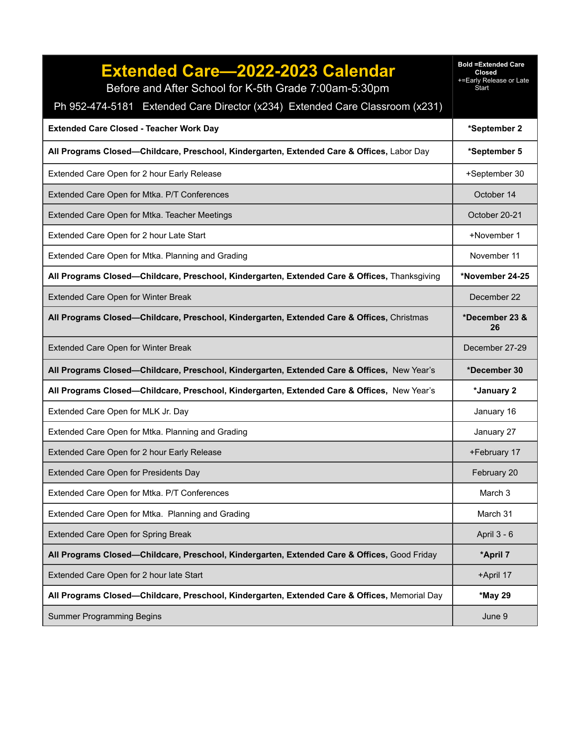| Extended Care—2022-2023 Calendar<br>Before and After School for K-5th Grade 7:00am-5:30pm<br>Ph 952-474-5181 Extended Care Director (x234) Extended Care Classroom (x231) | **Bold =Extended Care Closed**<br>+=Early Release or Late Start |
|---|---|
| **Extended Care Closed - Teacher Work Day** | ***September 2** |
| **All Programs Closed—Childcare, Preschool, Kindergarten, Extended Care & Offices,** Labor Day | ***September 5** |
| Extended Care Open for 2 hour Early Release | +September 30 |
| Extended Care Open for Mtka. P/T Conferences | October 14 |
| Extended Care Open for Mtka. Teacher Meetings | October 20-21 |
| Extended Care Open for 2 hour Late Start | +November 1 |
| Extended Care Open for Mtka. Planning and Grading | November 11 |
| **All Programs Closed—Childcare, Preschool, Kindergarten, Extended Care & Offices,** Thanksgiving | ***November 24-25** |
| Extended Care Open for Winter Break | December 22 |
| **All Programs Closed—Childcare, Preschool, Kindergarten, Extended Care & Offices,** Christmas | ***December 23 & 26** |
| Extended Care Open for Winter Break | December 27-29 |
| **All Programs Closed—Childcare, Preschool, Kindergarten, Extended Care & Offices,** New Year's | ***December 30** |
| **All Programs Closed—Childcare, Preschool, Kindergarten, Extended Care & Offices,** New Year's | ***January 2** |
| Extended Care Open for MLK Jr. Day | January 16 |
| Extended Care Open for Mtka. Planning and Grading | January 27 |
| Extended Care Open for 2 hour Early Release | +February 17 |
| Extended Care Open for Presidents Day | February 20 |
| Extended Care Open for Mtka. P/T Conferences | March 3 |
| Extended Care Open for Mtka. Planning and Grading | March 31 |
| Extended Care Open for Spring Break | April 3 - 6 |
| **All Programs Closed—Childcare, Preschool, Kindergarten, Extended Care & Offices,** Good Friday | ***April 7** |
| Extended Care Open for 2 hour late Start | +April 17 |
| **All Programs Closed—Childcare, Preschool, Kindergarten, Extended Care & Offices,** Memorial Day | ***May 29** |
| Summer Programming Begins | June 9 |